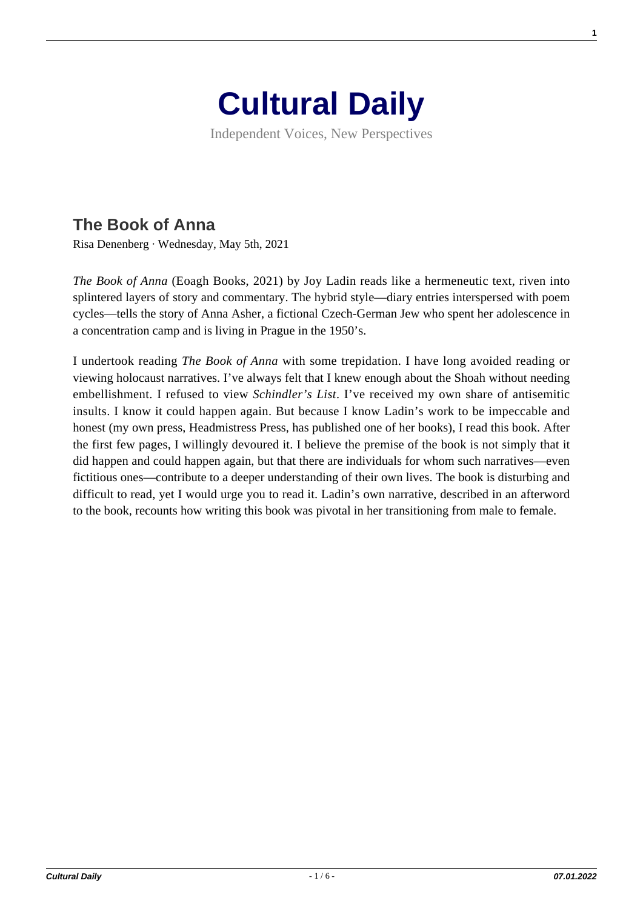# Cultural Daily

Independent Voices, New Perspectives

## The Book of Anna

Risa Denenberg · Wednesday, May 5th, 2021

*The Book of Anna* (Eoagh Books, 2021) by Joy Ladin reads like a hermeneutic text, riven into splintered layers of story and commentary. The hybrid style—diary entries interspersed with poem cycles—tells the story of Anna Asher, a fictional Czech-German Jew who spent her adolescence in a concentration camp and is living in Prague in the 1950's.

I undertook reading *The Book of Anna* with some trepidation. I have long avoided reading or viewing holocaust narratives. I've always felt that I knew enough about the Shoah without needing embellishment. I refused to view *Schindler's List*. I've received my own share of antisemitic insults. I know it could happen again. But because I know Ladin's work to be impeccable and honest (my own press, Headmistress Press, has published one of her books), I read this book. After the first few pages, I willingly devoured it. I believe the premise of the book is not simply that it did happen and could happen again, but that there are individuals for whom such narratives—even fictitious ones—contribute to a deeper understanding of their own lives. The book is disturbing and difficult to read, yet I would urge you to read it. Ladin's own narrative, described in an afterword to the book, recounts how writing this book was pivotal in her transitioning from male to female.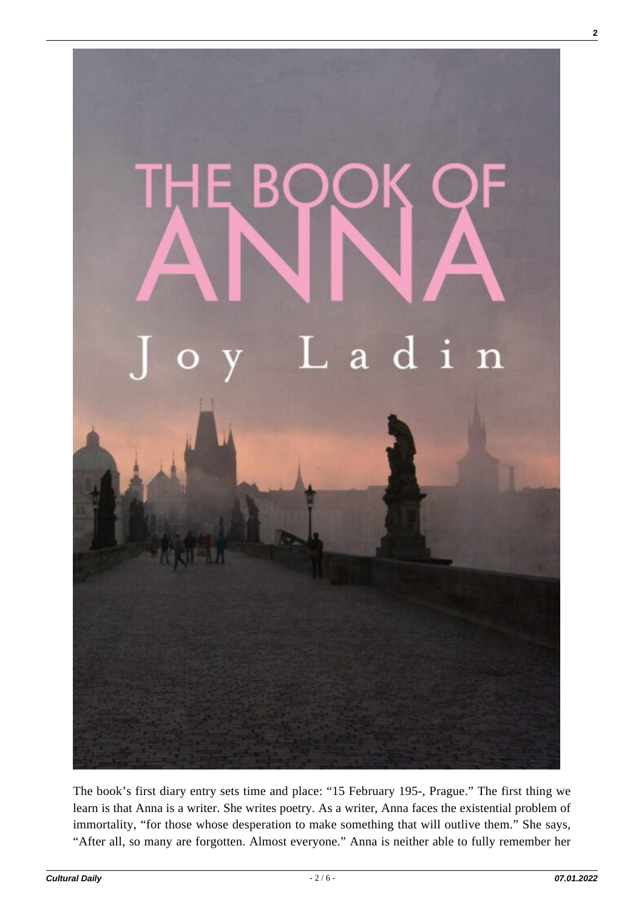The book's first diary entry sets time and place: "15 February 195-, Prague." The first thing we learn is that Anna is a writer. She writes poetry. As a writer, Anna faces the existential problem of immortality, "for those whose desperation to make something that will outlive them." She says, "After all, so many are forgotten. Almost everyone." Anna is neither able to fully remember her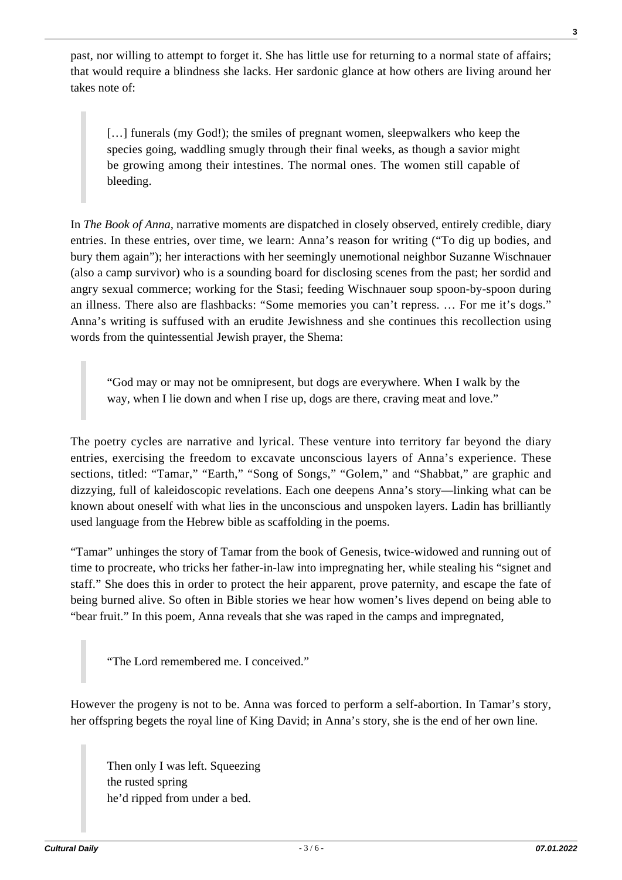past, nor willing to attempt to forget it. She has little use for returning to a normal state of affairs; that would require a blindness she lacks. Her sardonic glance at how others are living around her takes note of:

> […] funerals (my God!); the smiles of pregnant women, sleepwalkers who keep the species going, waddling smugly through their final weeks, as though a savior might be growing among their intestines. The normal ones. The women still capable of bleeding.

In *The Book of Anna*, narrative moments are dispatched in closely observed, entirely credible, diary entries. In these entries, over time, we learn: Anna's reason for writing ("To dig up bodies, and bury them again"); her interactions with her seemingly unemotional neighbor Suzanne Wischnauer (also a camp survivor) who is a sounding board for disclosing scenes from the past; her sordid and angry sexual commerce; working for the Stasi; feeding Wischnauer soup spoon-by-spoon during an illness. There also are flashbacks: "Some memories you can't repress. … For me it's dogs." Anna's writing is suffused with an erudite Jewishness and she continues this recollection using words from the quintessential Jewish prayer, the Shema:

> "God may or may not be omnipresent, but dogs are everywhere. When I walk by the way, when I lie down and when I rise up, dogs are there, craving meat and love."

The poetry cycles are narrative and lyrical. These venture into territory far beyond the diary entries, exercising the freedom to excavate unconscious layers of Anna's experience. These sections, titled: "Tamar," "Earth," "Song of Songs," "Golem," and "Shabbat," are graphic and dizzying, full of kaleidoscopic revelations. Each one deepens Anna's story—linking what can be known about oneself with what lies in the unconscious and unspoken layers. Ladin has brilliantly used language from the Hebrew bible as scaffolding in the poems.

"Tamar" unhinges the story of Tamar from the book of Genesis, twice-widowed and running out of time to procreate, who tricks her father-in-law into impregnating her, while stealing his "signet and staff." She does this in order to protect the heir apparent, prove paternity, and escape the fate of being burned alive. So often in Bible stories we hear how women's lives depend on being able to "bear fruit." In this poem, Anna reveals that she was raped in the camps and impregnated,

> "The Lord remembered me. I conceived."

However the progeny is not to be. Anna was forced to perform a self-abortion. In Tamar's story, her offspring begets the royal line of King David; in Anna's story, she is the end of her own line.

> Then only I was left. Squeezing
> the rusted spring
> he'd ripped from under a bed.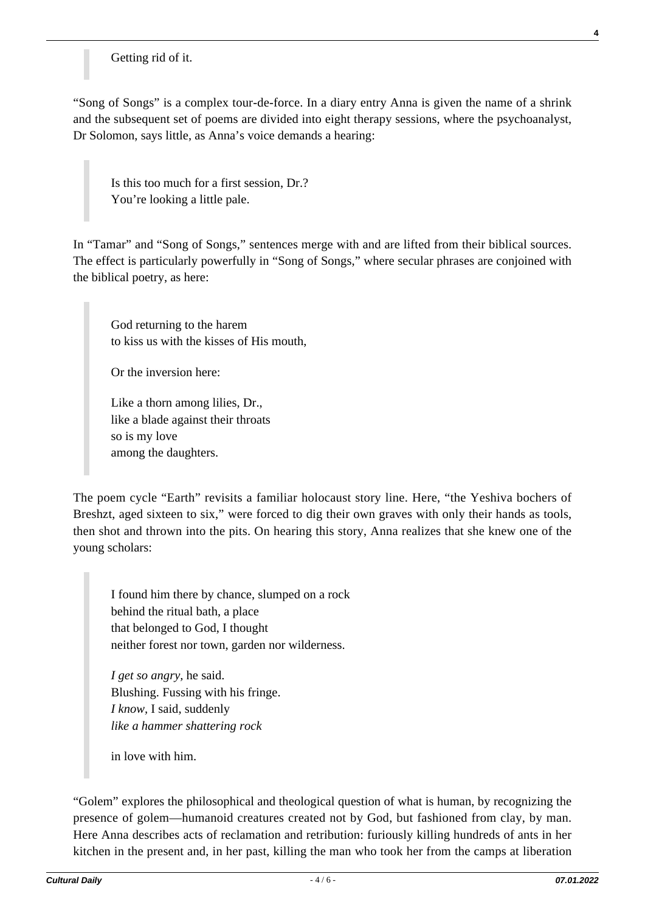> Getting rid of it.

"Song of Songs" is a complex tour-de-force. In a diary entry Anna is given the name of a shrink and the subsequent set of poems are divided into eight therapy sessions, where the psychoanalyst, Dr Solomon, says little, as Anna's voice demands a hearing:

> Is this too much for a first session, Dr.?
> You're looking a little pale.

In "Tamar" and "Song of Songs," sentences merge with and are lifted from their biblical sources. The effect is particularly powerfully in "Song of Songs," where secular phrases are conjoined with the biblical poetry, as here:

> God returning to the harem
> to kiss us with the kisses of His mouth,
>
> Or the inversion here:
>
> Like a thorn among lilies, Dr.,
> like a blade against their throats
> so is my love
> among the daughters.

The poem cycle "Earth" revisits a familiar holocaust story line. Here, "the Yeshiva bochers of Breshzt, aged sixteen to six," were forced to dig their own graves with only their hands as tools, then shot and thrown into the pits. On hearing this story, Anna realizes that she knew one of the young scholars:

> I found him there by chance, slumped on a rock
> behind the ritual bath, a place
> that belonged to God, I thought
> neither forest nor town, garden nor wilderness.
>
> *I get so angry*, he said.
> Blushing. Fussing with his fringe.
> *I know*, I said, suddenly
> *like a hammer shattering rock*
>
> in love with him.

"Golem" explores the philosophical and theological question of what is human, by recognizing the presence of golem—humanoid creatures created not by God, but fashioned from clay, by man. Here Anna describes acts of reclamation and retribution: furiously killing hundreds of ants in her kitchen in the present and, in her past, killing the man who took her from the camps at liberation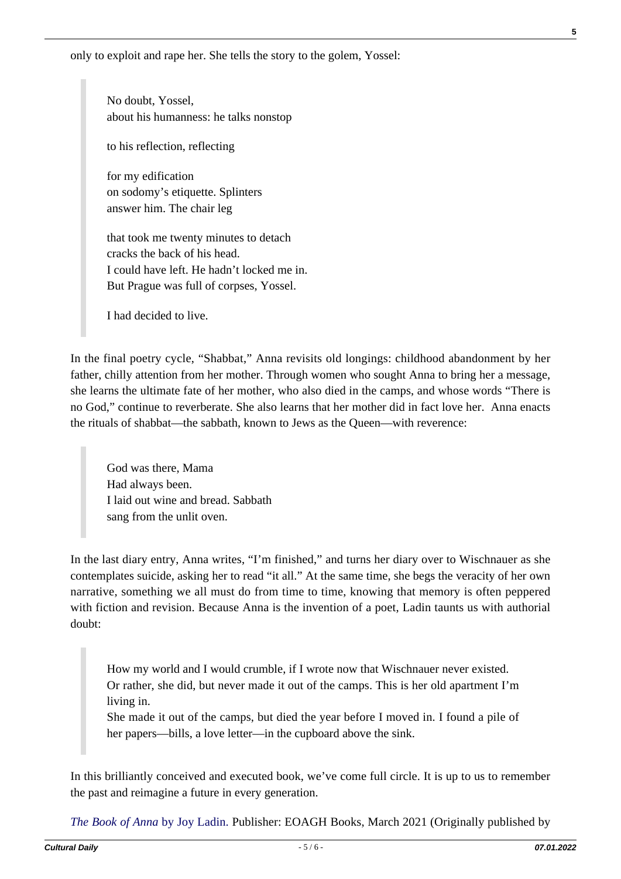only to exploit and rape her. She tells the story to the golem, Yossel:

> No doubt, Yossel,
> about his humanness: he talks nonstop
>
> to his reflection, reflecting
>
> for my edification
> on sodomy's etiquette. Splinters
> answer him. The chair leg
>
> that took me twenty minutes to detach
> cracks the back of his head.
> I could have left. He hadn't locked me in.
> But Prague was full of corpses, Yossel.
>
> I had decided to live.

In the final poetry cycle, "Shabbat," Anna revisits old longings: childhood abandonment by her father, chilly attention from her mother. Through women who sought Anna to bring her a message, she learns the ultimate fate of her mother, who also died in the camps, and whose words "There is no God," continue to reverberate. She also learns that her mother did in fact love her. Anna enacts the rituals of shabbat—the sabbath, known to Jews as the Queen—with reverence:

> God was there, Mama
> Had always been.
> I laid out wine and bread. Sabbath
> sang from the unlit oven.

In the last diary entry, Anna writes, "I'm finished," and turns her diary over to Wischnauer as she contemplates suicide, asking her to read "it all." At the same time, she begs the veracity of her own narrative, something we all must do from time to time, knowing that memory is often peppered with fiction and revision. Because Anna is the invention of a poet, Ladin taunts us with authorial doubt:

> How my world and I would crumble, if I wrote now that Wischnauer never existed. Or rather, she did, but never made it out of the camps. This is her old apartment I'm living in.
> She made it out of the camps, but died the year before I moved in. I found a pile of her papers—bills, a love letter—in the cupboard above the sink.

In this brilliantly conceived and executed book, we've come full circle. It is up to us to remember the past and reimagine a future in every generation.

*The Book of Anna* by Joy Ladin. Publisher: EOAGH Books, March 2021 (Originally published by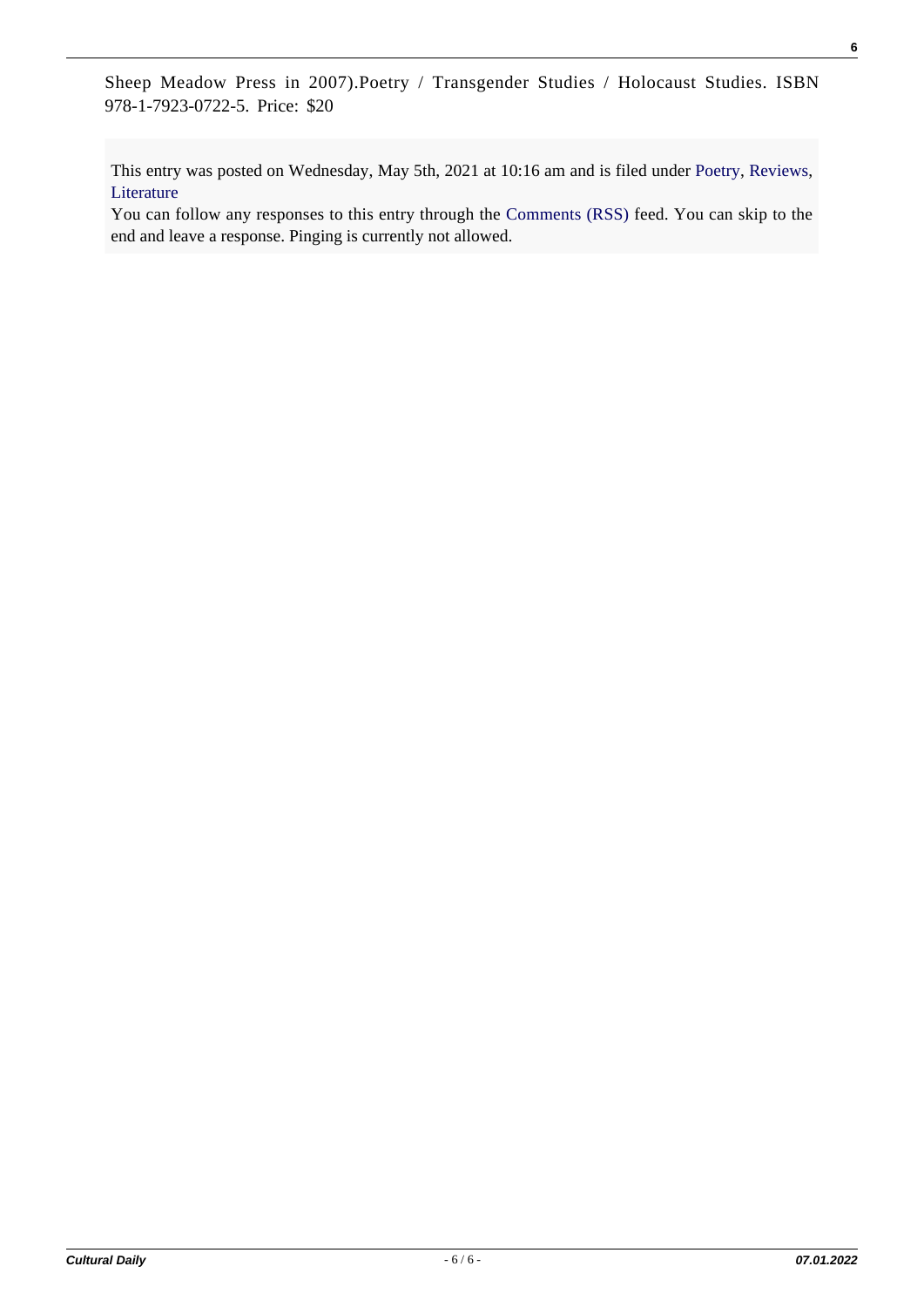Sheep Meadow Press in 2007).Poetry / Transgender Studies / Holocaust Studies. ISBN 978-1-7923-0722-5. Price: $20

This entry was posted on Wednesday, May 5th, 2021 at 10:16 am and is filed under Poetry, Reviews, Literature

You can follow any responses to this entry through the Comments (RSS) feed. You can skip to the end and leave a response. Pinging is currently not allowed.